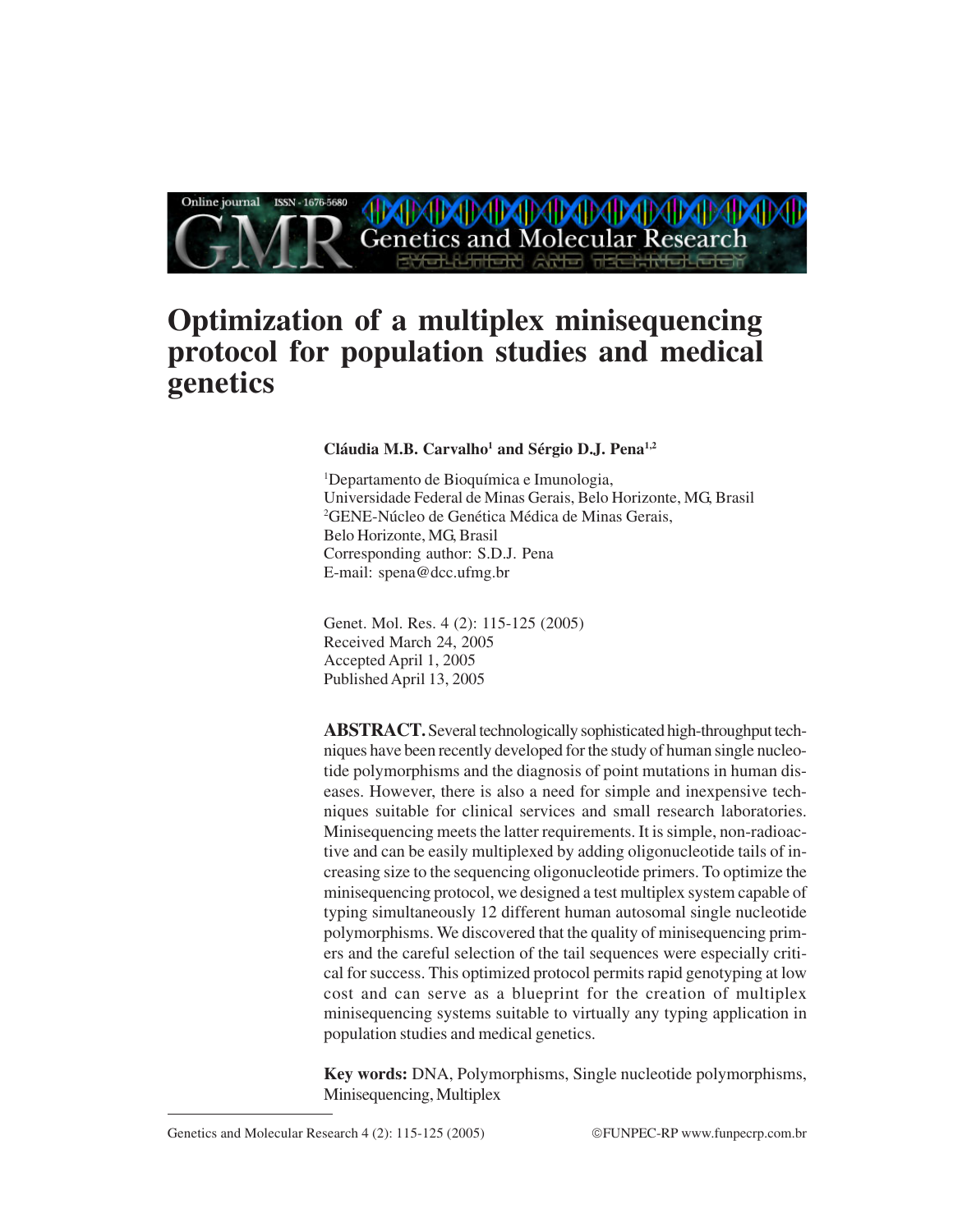# Optimization of a multiplex minisequencing protocol for population studies and medical genetics

**Cláudia M.B. Carvalho[1] and Sérgio D.J. Pena[1,2]**

[1]Departamento de Bioquímica e Imunologia, Universidade Federal de Minas Gerais, Belo Horizonte, MG, Brasil
[2]GENE-Núcleo de Genética Médica de Minas Gerais, Belo Horizonte, MG, Brasil
Corresponding author: S.D.J. Pena
E-mail: spena@dcc.ufmg.br

Genet. Mol. Res. 4 (2): 115-125 (2005)
Received March 24, 2005
Accepted April 1, 2005
Published April 13, 2005

**ABSTRACT.** Several technologically sophisticated high-throughput techniques have been recently developed for the study of human single nucleotide polymorphisms and the diagnosis of point mutations in human diseases. However, there is also a need for simple and inexpensive techniques suitable for clinical services and small research laboratories. Minisequencing meets the latter requirements. It is simple, non-radioactive and can be easily multiplexed by adding oligonucleotide tails of increasing size to the sequencing oligonucleotide primers. To optimize the minisequencing protocol, we designed a test multiplex system capable of typing simultaneously 12 different human autosomal single nucleotide polymorphisms. We discovered that the quality of minisequencing primers and the careful selection of the tail sequences were especially critical for success. This optimized protocol permits rapid genotyping at low cost and can serve as a blueprint for the creation of multiplex minisequencing systems suitable to virtually any typing application in population studies and medical genetics.

**Key words:** DNA, Polymorphisms, Single nucleotide polymorphisms, Minisequencing, Multiplex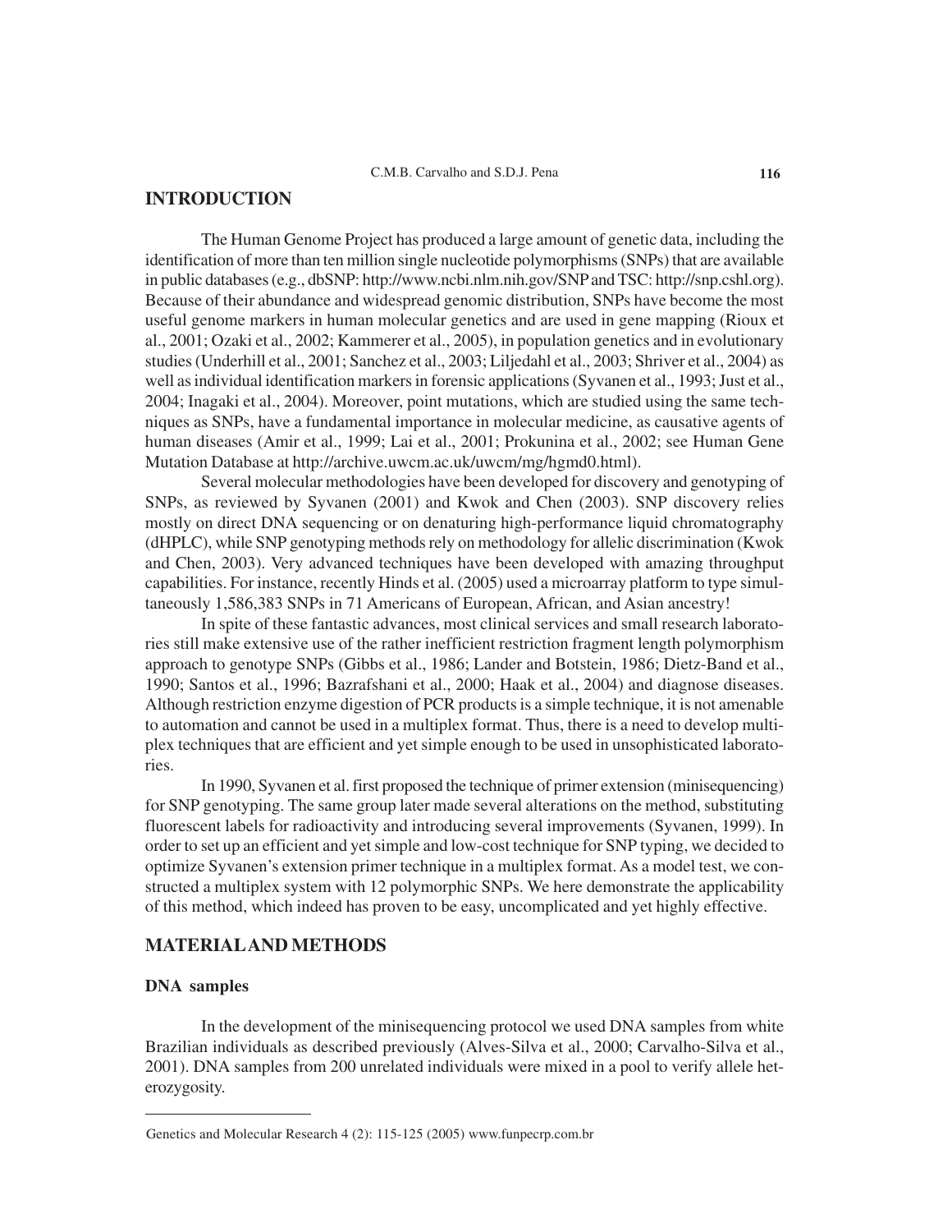## INTRODUCTION

The Human Genome Project has produced a large amount of genetic data, including the identification of more than ten million single nucleotide polymorphisms (SNPs) that are available in public databases (e.g., dbSNP: http://www.ncbi.nlm.nih.gov/SNP and TSC: http://snp.cshl.org). Because of their abundance and widespread genomic distribution, SNPs have become the most useful genome markers in human molecular genetics and are used in gene mapping (Rioux et al., 2001; Ozaki et al., 2002; Kammerer et al., 2005), in population genetics and in evolutionary studies (Underhill et al., 2001; Sanchez et al., 2003; Liljedahl et al., 2003; Shriver et al., 2004) as well as individual identification markers in forensic applications (Syvanen et al., 1993; Just et al., 2004; Inagaki et al., 2004). Moreover, point mutations, which are studied using the same techniques as SNPs, have a fundamental importance in molecular medicine, as causative agents of human diseases (Amir et al., 1999; Lai et al., 2001; Prokunina et al., 2002; see Human Gene Mutation Database at http://archive.uwcm.ac.uk/uwcm/mg/hgmd0.html).

Several molecular methodologies have been developed for discovery and genotyping of SNPs, as reviewed by Syvanen (2001) and Kwok and Chen (2003). SNP discovery relies mostly on direct DNA sequencing or on denaturing high-performance liquid chromatography (dHPLC), while SNP genotyping methods rely on methodology for allelic discrimination (Kwok and Chen, 2003). Very advanced techniques have been developed with amazing throughput capabilities. For instance, recently Hinds et al. (2005) used a microarray platform to type simultaneously 1,586,383 SNPs in 71 Americans of European, African, and Asian ancestry!

In spite of these fantastic advances, most clinical services and small research laboratories still make extensive use of the rather inefficient restriction fragment length polymorphism approach to genotype SNPs (Gibbs et al., 1986; Lander and Botstein, 1986; Dietz-Band et al., 1990; Santos et al., 1996; Bazrafshani et al., 2000; Haak et al., 2004) and diagnose diseases. Although restriction enzyme digestion of PCR products is a simple technique, it is not amenable to automation and cannot be used in a multiplex format. Thus, there is a need to develop multiplex techniques that are efficient and yet simple enough to be used in unsophisticated laboratories.

In 1990, Syvanen et al. first proposed the technique of primer extension (minisequencing) for SNP genotyping. The same group later made several alterations on the method, substituting fluorescent labels for radioactivity and introducing several improvements (Syvanen, 1999). In order to set up an efficient and yet simple and low-cost technique for SNP typing, we decided to optimize Syvanen's extension primer technique in a multiplex format. As a model test, we constructed a multiplex system with 12 polymorphic SNPs. We here demonstrate the applicability of this method, which indeed has proven to be easy, uncomplicated and yet highly effective.

## MATERIAL AND METHODS

### DNA samples

In the development of the minisequencing protocol we used DNA samples from white Brazilian individuals as described previously (Alves-Silva et al., 2000; Carvalho-Silva et al., 2001). DNA samples from 200 unrelated individuals were mixed in a pool to verify allele heterozygosity.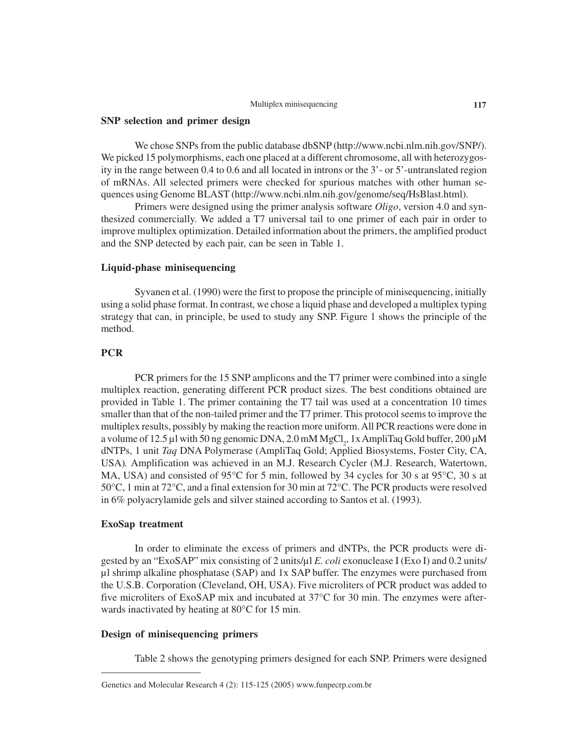### SNP selection and primer design

We chose SNPs from the public database dbSNP (http://www.ncbi.nlm.nih.gov/SNP/). We picked 15 polymorphisms, each one placed at a different chromosome, all with heterozygosity in the range between 0.4 to 0.6 and all located in introns or the 3'- or 5'-untranslated region of mRNAs. All selected primers were checked for spurious matches with other human sequences using Genome BLAST (http://www.ncbi.nlm.nih.gov/genome/seq/HsBlast.html).

Primers were designed using the primer analysis software *Oligo*, version 4.0 and synthesized commercially. We added a T7 universal tail to one primer of each pair in order to improve multiplex optimization. Detailed information about the primers, the amplified product and the SNP detected by each pair, can be seen in Table 1.

### Liquid-phase minisequencing

Syvanen et al. (1990) were the first to propose the principle of minisequencing, initially using a solid phase format. In contrast, we chose a liquid phase and developed a multiplex typing strategy that can, in principle, be used to study any SNP. Figure 1 shows the principle of the method.

### PCR

PCR primers for the 15 SNP amplicons and the T7 primer were combined into a single multiplex reaction, generating different PCR product sizes. The best conditions obtained are provided in Table 1. The primer containing the T7 tail was used at a concentration 10 times smaller than that of the non-tailed primer and the T7 primer. This protocol seems to improve the multiplex results, possibly by making the reaction more uniform. All PCR reactions were done in a volume of 12.5 µl with 50 ng genomic DNA, 2.0 mM $MgCl_2$, 1x AmpliTaq Gold buffer, 200 µM dNTPs, 1 unit *Taq* DNA Polymerase (AmpliTaq Gold; Applied Biosystems, Foster City, CA, USA). Amplification was achieved in an M.J. Research Cycler (M.J. Research, Watertown, MA, USA) and consisted of 95°C for 5 min, followed by 34 cycles for 30 s at 95°C, 30 s at 50°C, 1 min at 72°C, and a final extension for 30 min at 72°C. The PCR products were resolved in 6% polyacrylamide gels and silver stained according to Santos et al. (1993).

### ExoSap treatment

In order to eliminate the excess of primers and dNTPs, the PCR products were digested by an "ExoSAP" mix consisting of 2 units/µl *E. coli* exonuclease I (Exo I) and 0.2 units/µl shrimp alkaline phosphatase (SAP) and 1x SAP buffer. The enzymes were purchased from the U.S.B. Corporation (Cleveland, OH, USA). Five microliters of PCR product was added to five microliters of ExoSAP mix and incubated at 37°C for 30 min. The enzymes were afterwards inactivated by heating at 80°C for 15 min.

### Design of minisequencing primers

Table 2 shows the genotyping primers designed for each SNP. Primers were designed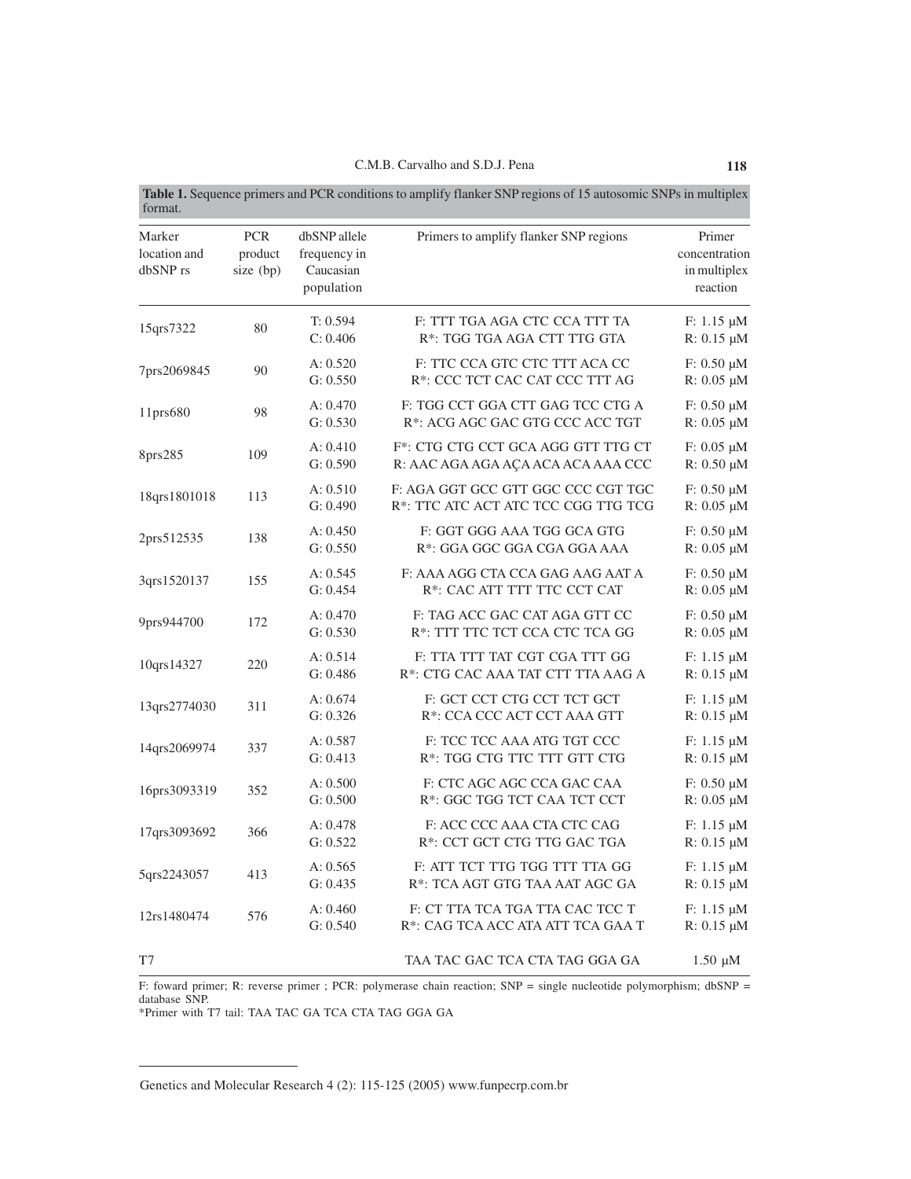**Table 1.** Sequence primers and PCR conditions to amplify flanker SNP regions of 15 autosomic SNPs in multiplex format.

| Marker location and dbSNP rs | PCR product size (bp) | dbSNP allele frequency in Caucasian population | Primers to amplify flanker SNP regions | Primer concentration in multiplex reaction |
|---|---|---|---|---|
| 15qrs7322 | 80 | T: 0.594<br>C: 0.406 | F: TTT TGA AGA CTC CCA TTT TA<br>R*: TGG TGA AGA CTT TTG GTA | F: 1.15 μM<br>R: 0.15 μM |
| 7prs2069845 | 90 | A: 0.520<br>G: 0.550 | F: TTC CCA GTC CTC TTT ACA CC<br>R*: CCC TCT CAC CAT CCC TTT AG | F: 0.50 μM<br>R: 0.05 μM |
| 11prs680 | 98 | A: 0.470<br>G: 0.530 | F: TGG CCT GGA CTT GAG TCC CTG A<br>R*: ACG AGC GAC GTG CCC ACC TGT | F: 0.50 μM<br>R: 0.05 μM |
| 8prs285 | 109 | A: 0.410<br>G: 0.590 | F*: CTG CTG CCT GCA AGG GTT TTG CT<br>R: AAC AGA AGA AÇA ACA ACA AAA CCC | F: 0.05 μM<br>R: 0.50 μM |
| 18qrs1801018 | 113 | A: 0.510<br>G: 0.490 | F: AGA GGT GCC GTT GGC CCC CGT TGC<br>R*: TTC ATC ACT ATC TCC CGG TTG TCG | F: 0.50 μM<br>R: 0.05 μM |
| 2prs512535 | 138 | A: 0.450<br>G: 0.550 | F: GGT GGG AAA TGG GCA GTG<br>R*: GGA GGC GGA CGA GGA AAA | F: 0.50 μM<br>R: 0.05 μM |
| 3qrs1520137 | 155 | A: 0.545<br>G: 0.454 | F: AAA AGG CTA CCA GAG AAG AAT A<br>R*: CAC ATT TTT TTC CCT CAT | F: 0.50 μM<br>R: 0.05 μM |
| 9prs944700 | 172 | A: 0.470<br>G: 0.530 | F: TAG ACC GAC CAT AGA GTT CC<br>R*: TTT TTC TCT CCA CTC TCA GG | F: 0.50 μM<br>R: 0.05 μM |
| 10qrs14327 | 220 | A: 0.514<br>G: 0.486 | F: TTA TTT TAT CGT CGA TTT GG<br>R*: CTG CAC AAA TAT CTT TTA AAG A | F: 1.15 μM<br>R: 0.15 μM |
| 13qrs2774030 | 311 | A: 0.674<br>G: 0.326 | F: GCT CCT CTG CCT TCT GCT<br>R*: CCA CCC ACT CCT AAA GTT | F: 1.15 μM<br>R: 0.15 μM |
| 14qrs2069974 | 337 | A: 0.587<br>G: 0.413 | F: TCC TCC AAA ATG TGT CCC<br>R*: TGG CTG TTC TTT GTT CTG | F: 1.15 μM<br>R: 0.15 μM |
| 16prs3093319 | 352 | A: 0.500<br>G: 0.500 | F: CTC AGC AGC CCA GAC CAA<br>R*: GGC TGG TCT CAA TCT CCT | F: 0.50 μM<br>R: 0.05 μM |
| 17qrs3093692 | 366 | A: 0.478<br>G: 0.522 | F: ACC CCC AAA CTA CTC CAG<br>R*: CCT GCT CTG TTG GAC TGA | F: 1.15 μM<br>R: 0.15 μM |
| 5qrs2243057 | 413 | A: 0.565<br>G: 0.435 | F: ATT TCT TTG TGG TTT TTA GG<br>R*: TCA AGT GTG TAA AAT AGC GA | F: 1.15 μM<br>R: 0.15 μM |
| 12rs1480474 | 576 | A: 0.460<br>G: 0.540 | F: CT TTA TCA TGA TTA CAC TCC T<br>R*: CAG TCA ACC ATA ATT TCA GAA T | F: 1.15 μM<br>R: 0.15 μM |
| T7 | | | TAA TAC GAC TCA CTA TAG GGA GA | 1.50 μM |

F: foward primer; R: reverse primer ; PCR: polymerase chain reaction; SNP = single nucleotide polymorphism; dbSNP = database SNP.
*Primer with T7 tail: TAA TAC GA TCA CTA TAG GGA GA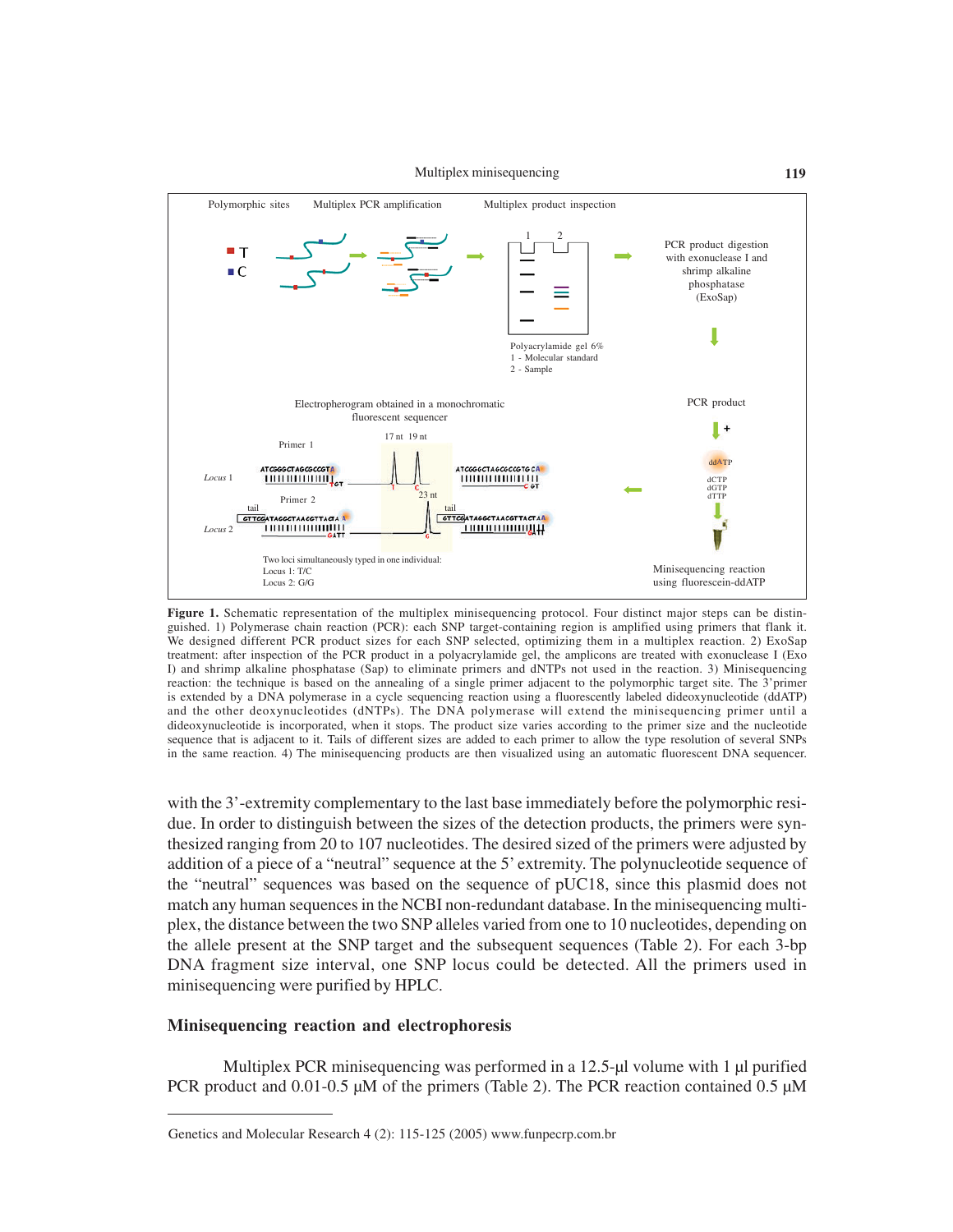**Figure 1.** Schematic representation of the multiplex minisequencing protocol. Four distinct major steps can be distinguished. 1) Polymerase chain reaction (PCR): each SNP target-containing region is amplified using primers that flank it. We designed different PCR product sizes for each SNP selected, optimizing them in a multiplex reaction. 2) ExoSap treatment: after inspection of the PCR product in a polyacrylamide gel, the amplicons are treated with exonuclease I (Exo I) and shrimp alkaline phosphatase (Sap) to eliminate primers and dNTPs not used in the reaction. 3) Minisequencing reaction: the technique is based on the annealing of a single primer adjacent to the polymorphic target site. The 3'primer is extended by a DNA polymerase in a cycle sequencing reaction using a fluorescently labeled dideoxynucleotide (ddATP) and the other deoxynucleotides (dNTPs). The DNA polymerase will extend the minisequencing primer until a dideoxynucleotide is incorporated, when it stops. The product size varies according to the primer size and the nucleotide sequence that is adjacent to it. Tails of different sizes are added to each primer to allow the type resolution of several SNPs in the same reaction. 4) The minisequencing products are then visualized using an automatic fluorescent DNA sequencer.

with the 3'-extremity complementary to the last base immediately before the polymorphic residue. In order to distinguish between the sizes of the detection products, the primers were synthesized ranging from 20 to 107 nucleotides. The desired sized of the primers were adjusted by addition of a piece of a "neutral" sequence at the 5' extremity. The polynucleotide sequence of the "neutral" sequences was based on the sequence of pUC18, since this plasmid does not match any human sequences in the NCBI non-redundant database. In the minisequencing multiplex, the distance between the two SNP alleles varied from one to 10 nucleotides, depending on the allele present at the SNP target and the subsequent sequences (Table 2). For each 3-bp DNA fragment size interval, one SNP locus could be detected. All the primers used in minisequencing were purified by HPLC.

### Minisequencing reaction and electrophoresis

Multiplex PCR minisequencing was performed in a 12.5-µl volume with 1 µl purified PCR product and 0.01-0.5 µM of the primers (Table 2). The PCR reaction contained 0.5 µM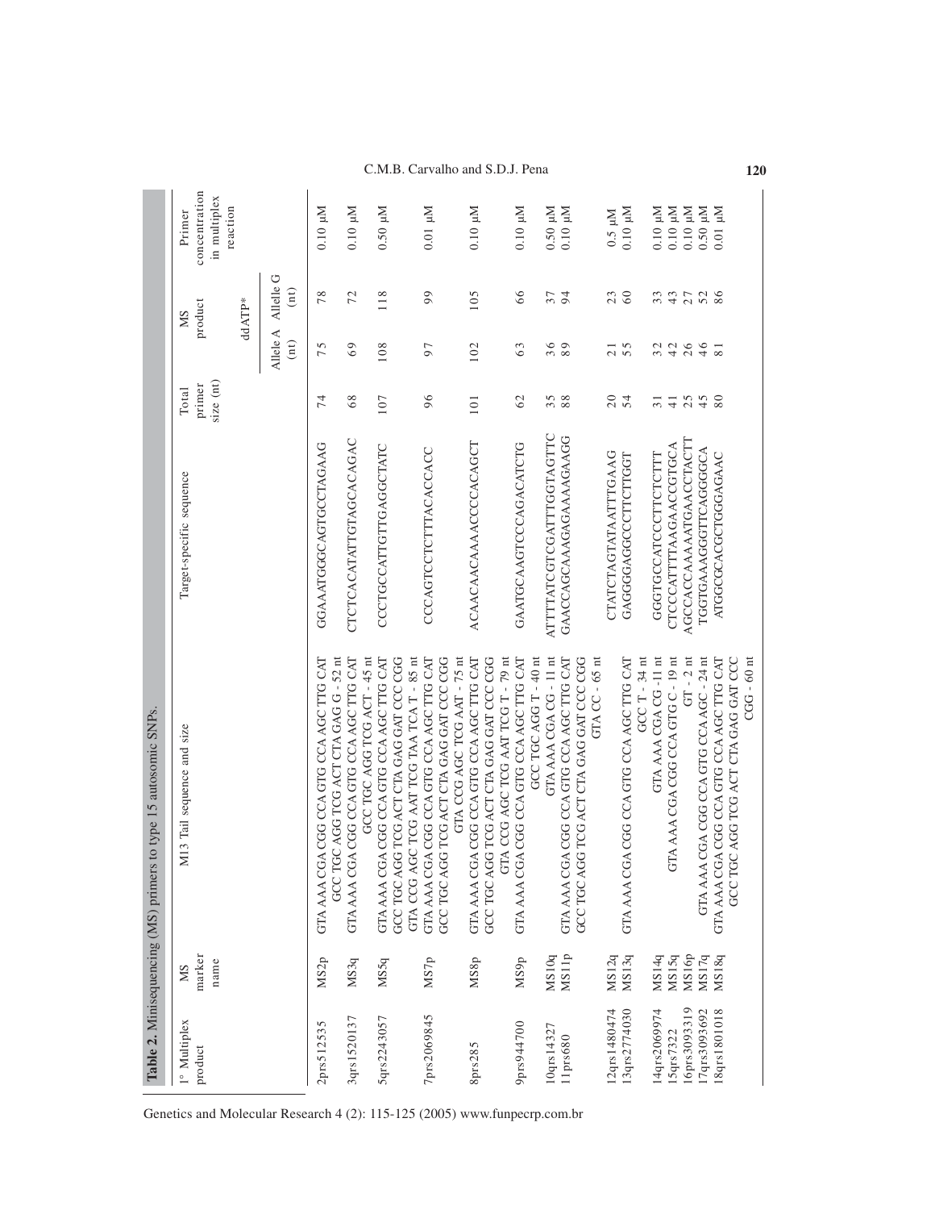**Table 2.** Minisequencing (MS) primers to type 15 autosomic SNPs.

| 1° Multiplex product | MS marker name | M13 Tail sequence and size | Target-specific sequence | Total primer size (nt) | MS product ddATP* Allele A (nt) | MS product ddATP* Allele G (nt) | Primer concentration in multiplex reaction |
|---|---|---|---|---|---|---|---|
| 2prs512535 | MS2p | GTA AAA CGA CGG CCA GTG CCA AGC TTG CAT GCC TGC AGG TCG ACT CTA GAG G - 52 nt | GGAAATGGCAGTGCCTAGAAG | 74 | 75 | 78 | 0.10 µM |
| 3qrs1520137 | MS3q | GTA AAA CGA CGG CCA GTG CCA AGC TTG CAT GCC TGC AGG TCG ACT - 45 nt | CTCTCACATATTGTAGCACAGAC | 68 | 69 | 72 | 0.10 µM |
| 5qrs2243057 | MS5q | GTA AAA CGA CGG CCA GTG CCA AGC TTG CAT GCC TGC AGG TCG ACT CTA GAG GAT CCC CGG GTA CCG AGC TCG AAT TCG TAA TCA T - 85 nt | CCCTGCCATTGTTGAGGCTATC | 107 | 108 | 118 | 0.50 µM |
| 7prs2069845 | MS7p | GTA AAA CGA CGG CCA GTG CCA AGC TTG CAT GCC TGC AGG TCG ACT CTA GAG GAT CCC CGG GTA CCG AGC TCG AAT - 75 nt | CCCAGTCCTCTTTACACCACC | 96 | 97 | 99 | 0.01 µM |
| 8prs285 | MS8p | GTA AAA CGA CGG CCA GTG CCA AGC TTG CAT GCC TGC AGG TCG ACT CTA GAG GAT CCC CGG GTA CCG AGC TCG AAT TCG T - 79 nt | ACAACAACAAAACCCCACAGCT | 101 | 102 | 105 | 0.10 µM |
| 9prs944700 | MS9p | GTA AAA CGA CGG CCA GTG CCA AGC TTG CAT GCC TGC AGG T - 40 nt | GAATGCAAGTCCCAGACATCTG | 62 | 63 | 66 | 0.10 µM |
| 10qrs14327 | MS10q | GTA AAA CGA CG - 11 nt | ATTTTATCGTCGATTTGGTAGTTC | 35 | 36 | 37 | 0.50 µM |
| 11prs680 | MS11p | GTA AAA CGA CGG CCA GTG CCA AGC TTG CAT GCC TGC AGG TCG ACT CTA GAG GAT CCC CGG GTA CC - 65 nt | GAACCAGCAAGAGAAAAGAAGG | 88 | 89 | 94 | 0.10 µM |
| 12qrs1480474 | MS12q | | CTATCTAGTATAATTTGAAG | 20 | 21 | 23 | 0.5 µM |
| 13qrs2774030 | MS13q | GTA AAA CGA CGG CCA GTG CCA AGC TTG CAT GCC T - 34 nt | GAGGGAGGCCCTTCTTGGT | 54 | 55 | 60 | 0.10 µM |
| 14qrs2069974 | MS14q | GTA AAA CGA CG -11 nt | GGGTGCCATCCCTTCTCTTT | 31 | 32 | 33 | 0.10 µM |
| 15qrs7322 | MS15q | GTA AAA CGA CGG CCA GTG C - 19 nt | CTCCCATTTTAAGAACCGTGCA | 41 | 42 | 43 | 0.10 µM |
| 16prs3093319 | MS16p | GT - 2 nt | AGCCACCAAAAATGAACCTACTT | 25 | 26 | 27 | 0.10 µM |
| 17qrs3093692 | MS17q | GTA AAA CGA CGG CCA GTG CCA AGC - 24 nt | TGGTGAAAGGGTTCAGGGGCA | 45 | 46 | 52 | 0.50 µM |
| 18qrs1801018 | MS18q | GTA AAA CGA CGG CCA GTG CCA AGC TTG CAT GCC TGC AGG TCG ACT CTA GAG GAT CCC CGG - 60 nt | ATGGCGCACGCTGGGAGAAC | 80 | 81 | 86 | 0.01 µM |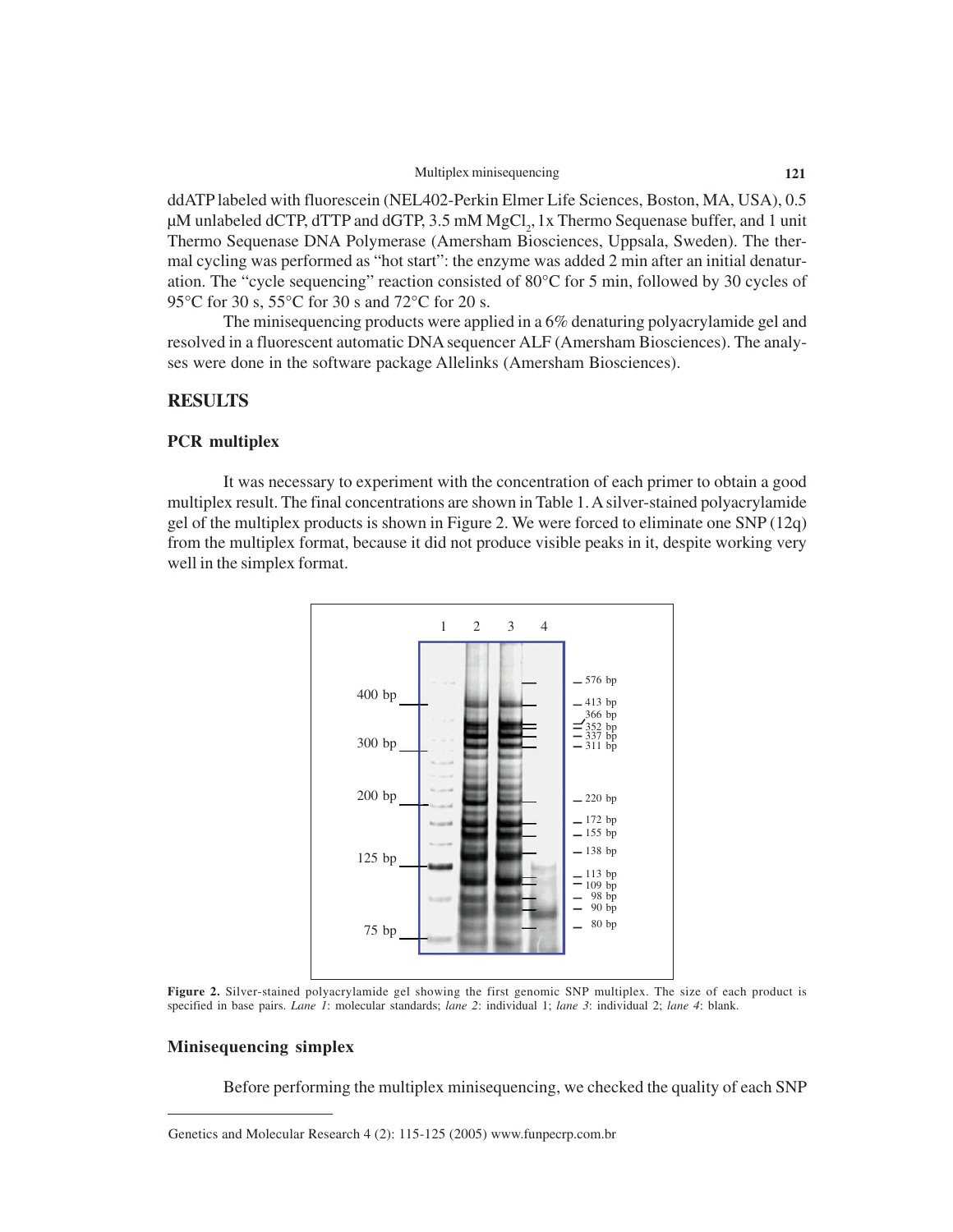ddATP labeled with fluorescein (NEL402-Perkin Elmer Life Sciences, Boston, MA, USA), 0.5 μM unlabeled dCTP, dTTP and dGTP, 3.5 mM $MgCl_2$, 1x Thermo Sequenase buffer, and 1 unit Thermo Sequenase DNA Polymerase (Amersham Biosciences, Uppsala, Sweden). The thermal cycling was performed as "hot start": the enzyme was added 2 min after an initial denaturation. The "cycle sequencing" reaction consisted of 80°C for 5 min, followed by 30 cycles of 95°C for 30 s, 55°C for 30 s and 72°C for 20 s.

The minisequencing products were applied in a 6% denaturing polyacrylamide gel and resolved in a fluorescent automatic DNA sequencer ALF (Amersham Biosciences). The analyses were done in the software package Allelinks (Amersham Biosciences).

## RESULTS

### PCR multiplex

It was necessary to experiment with the concentration of each primer to obtain a good multiplex result. The final concentrations are shown in Table 1. A silver-stained polyacrylamide gel of the multiplex products is shown in Figure 2. We were forced to eliminate one SNP (12q) from the multiplex format, because it did not produce visible peaks in it, despite working very well in the simplex format.

**Figure 2.** Silver-stained polyacrylamide gel showing the first genomic SNP multiplex. The size of each product is specified in base pairs. *Lane 1*: molecular standards; *lane 2*: individual 1; *lane 3*: individual 2; *lane 4*: blank.

### Minisequencing simplex

Before performing the multiplex minisequencing, we checked the quality of each SNP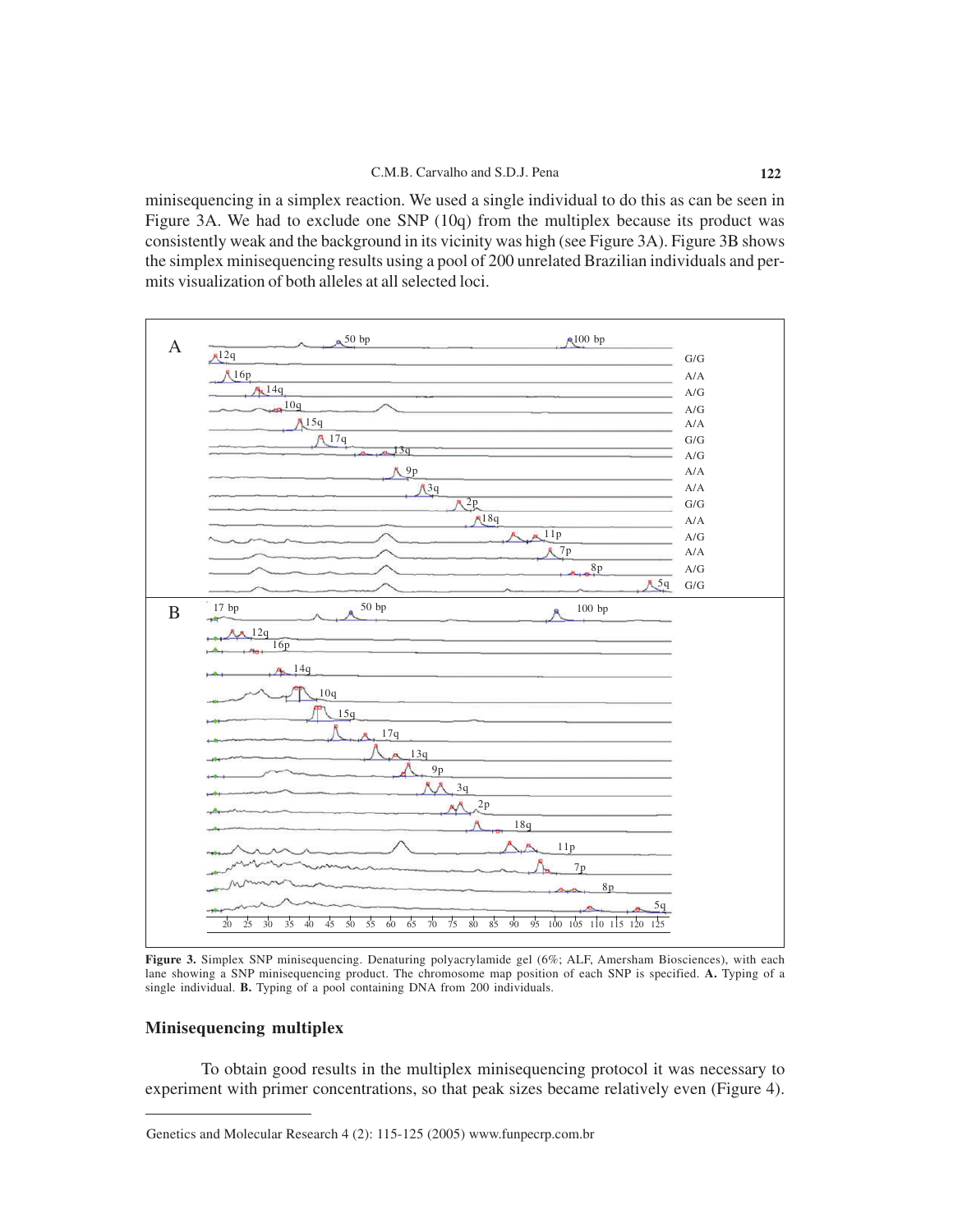minisequencing in a simplex reaction. We used a single individual to do this as can be seen in Figure 3A. We had to exclude one SNP (10q) from the multiplex because its product was consistently weak and the background in its vicinity was high (see Figure 3A). Figure 3B shows the simplex minisequencing results using a pool of 200 unrelated Brazilian individuals and permits visualization of both alleles at all selected loci.

**Figure 3.** Simplex SNP minisequencing. Denaturing polyacrylamide gel (6%; ALF, Amersham Biosciences), with each lane showing a SNP minisequencing product. The chromosome map position of each SNP is specified. **A.** Typing of a single individual. **B.** Typing of a pool containing DNA from 200 individuals.

## Minisequencing multiplex

To obtain good results in the multiplex minisequencing protocol it was necessary to experiment with primer concentrations, so that peak sizes became relatively even (Figure 4).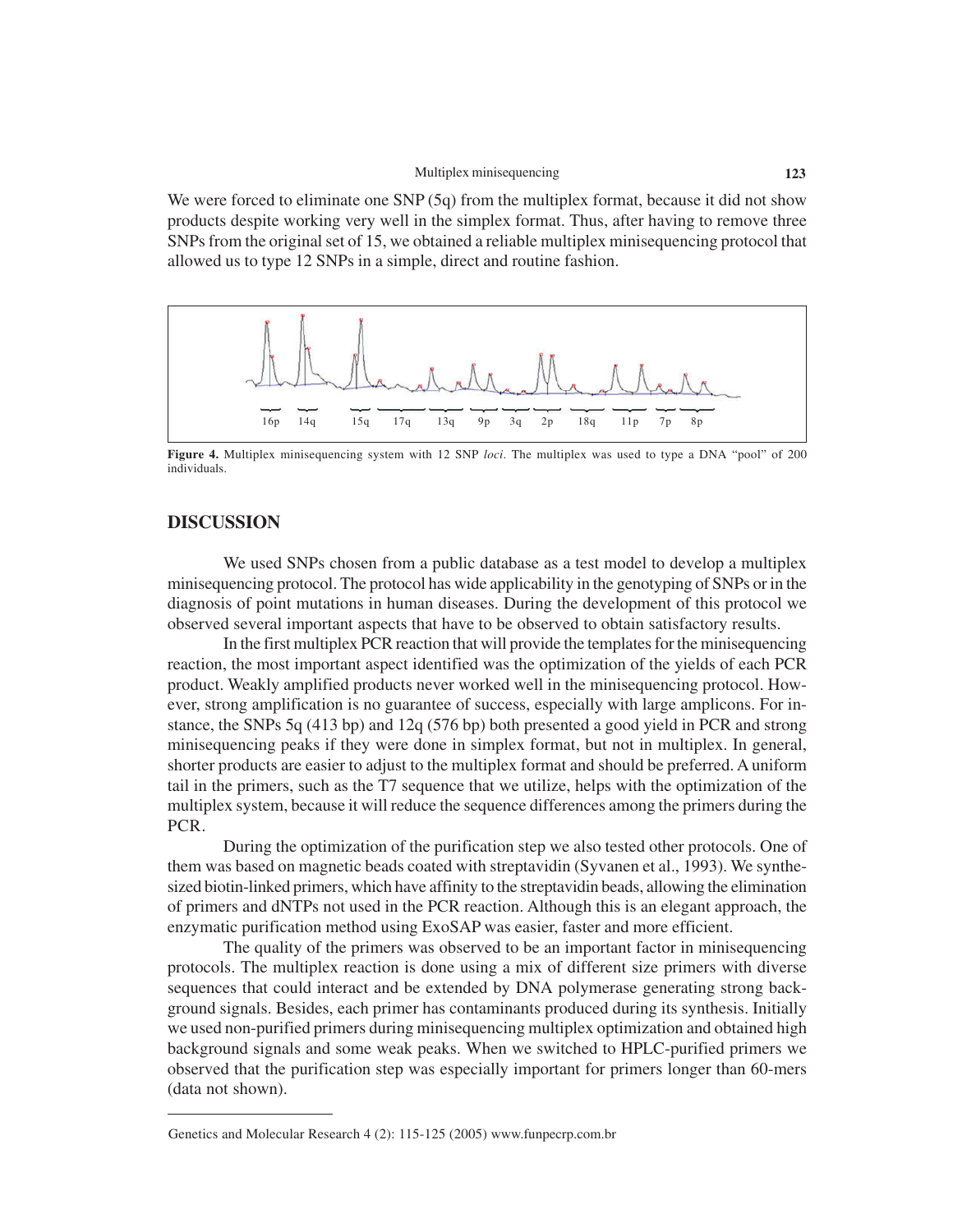We were forced to eliminate one SNP (5q) from the multiplex format, because it did not show products despite working very well in the simplex format. Thus, after having to remove three SNPs from the original set of 15, we obtained a reliable multiplex minisequencing protocol that allowed us to type 12 SNPs in a simple, direct and routine fashion.

**Figure 4.** Multiplex minisequencing system with 12 SNP *loci*. The multiplex was used to type a DNA "pool" of 200 individuals.

## DISCUSSION

We used SNPs chosen from a public database as a test model to develop a multiplex minisequencing protocol. The protocol has wide applicability in the genotyping of SNPs or in the diagnosis of point mutations in human diseases. During the development of this protocol we observed several important aspects that have to be observed to obtain satisfactory results.

In the first multiplex PCR reaction that will provide the templates for the minisequencing reaction, the most important aspect identified was the optimization of the yields of each PCR product. Weakly amplified products never worked well in the minisequencing protocol. However, strong amplification is no guarantee of success, especially with large amplicons. For instance, the SNPs 5q (413 bp) and 12q (576 bp) both presented a good yield in PCR and strong minisequencing peaks if they were done in simplex format, but not in multiplex. In general, shorter products are easier to adjust to the multiplex format and should be preferred. A uniform tail in the primers, such as the T7 sequence that we utilize, helps with the optimization of the multiplex system, because it will reduce the sequence differences among the primers during the PCR.

During the optimization of the purification step we also tested other protocols. One of them was based on magnetic beads coated with streptavidin (Syvanen et al., 1993). We synthesized biotin-linked primers, which have affinity to the streptavidin beads, allowing the elimination of primers and dNTPs not used in the PCR reaction. Although this is an elegant approach, the enzymatic purification method using ExoSAP was easier, faster and more efficient.

The quality of the primers was observed to be an important factor in minisequencing protocols. The multiplex reaction is done using a mix of different size primers with diverse sequences that could interact and be extended by DNA polymerase generating strong background signals. Besides, each primer has contaminants produced during its synthesis. Initially we used non-purified primers during minisequencing multiplex optimization and obtained high background signals and some weak peaks. When we switched to HPLC-purified primers we observed that the purification step was especially important for primers longer than 60-mers (data not shown).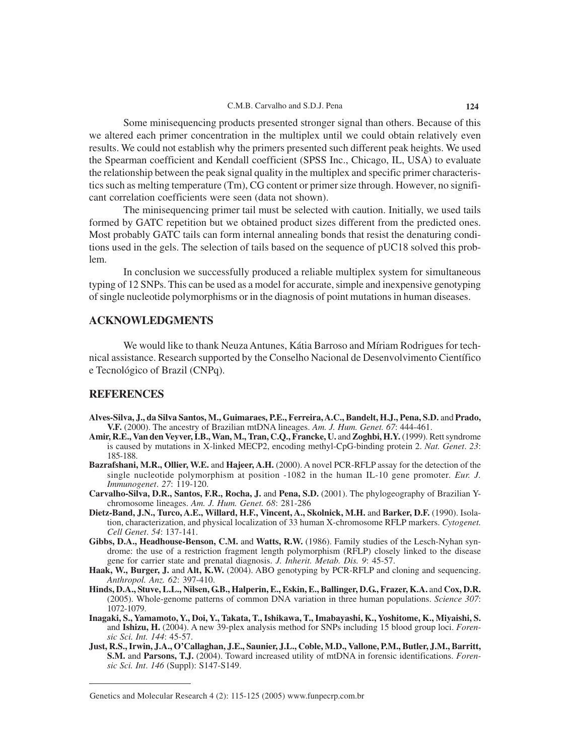Some minisequencing products presented stronger signal than others. Because of this we altered each primer concentration in the multiplex until we could obtain relatively even results. We could not establish why the primers presented such different peak heights. We used the Spearman coefficient and Kendall coefficient (SPSS Inc., Chicago, IL, USA) to evaluate the relationship between the peak signal quality in the multiplex and specific primer characteristics such as melting temperature (Tm), CG content or primer size through. However, no significant correlation coefficients were seen (data not shown).

The minisequencing primer tail must be selected with caution. Initially, we used tails formed by GATC repetition but we obtained product sizes different from the predicted ones. Most probably GATC tails can form internal annealing bonds that resist the denaturing conditions used in the gels. The selection of tails based on the sequence of pUC18 solved this problem.

In conclusion we successfully produced a reliable multiplex system for simultaneous typing of 12 SNPs. This can be used as a model for accurate, simple and inexpensive genotyping of single nucleotide polymorphisms or in the diagnosis of point mutations in human diseases.

## ACKNOWLEDGMENTS

We would like to thank Neuza Antunes, Kátia Barroso and Míriam Rodrigues for technical assistance. Research supported by the Conselho Nacional de Desenvolvimento Científico e Tecnológico of Brazil (CNPq).

## REFERENCES

**Alves-Silva, J., da Silva Santos, M., Guimaraes, P.E., Ferreira, A.C., Bandelt, H.J., Pena, S.D.** and **Prado, V.F.** (2000). The ancestry of Brazilian mtDNA lineages. *Am. J. Hum. Genet. 67*: 444-461.

**Amir, R.E., Van den Veyver, I.B., Wan, M., Tran, C.Q., Francke, U.** and **Zoghbi, H.Y.** (1999). Rett syndrome is caused by mutations in X-linked MECP2, encoding methyl-CpG-binding protein 2. *Nat. Genet*. *23*: 185-188.

**Bazrafshani, M.R., Ollier, W.E.** and **Hajeer, A.H.** (2000). A novel PCR-RFLP assay for the detection of the single nucleotide polymorphism at position -1082 in the human IL-10 gene promoter. *Eur. J. Immunogenet*. *27*: 119-120.

**Carvalho-Silva, D.R., Santos, F.R., Rocha, J.** and **Pena, S.D.** (2001). The phylogeography of Brazilian Y-chromosome lineages. *Am. J. Hum. Genet. 68*: 281-286

**Dietz-Band, J.N., Turco, A.E., Willard, H.F., Vincent, A., Skolnick, M.H.** and **Barker, D.F.** (1990). Isolation, characterization, and physical localization of 33 human X-chromosome RFLP markers. *Cytogenet. Cell Genet*. *54*: 137-141.

**Gibbs, D.A., Headhouse-Benson, C.M.** and **Watts, R.W.** (1986). Family studies of the Lesch-Nyhan syndrome: the use of a restriction fragment length polymorphism (RFLP) closely linked to the disease gene for carrier state and prenatal diagnosis. *J. Inherit. Metab. Dis. 9*: 45-57.

**Haak, W., Burger, J.** and **Alt, K.W.** (2004). ABO genotyping by PCR-RFLP and cloning and sequencing. *Anthropol. Anz. 62*: 397-410.

**Hinds, D.A., Stuve, L.L., Nilsen, G.B., Halperin, E., Eskin, E., Ballinger, D.G., Frazer, K.A.** and **Cox, D.R.** (2005). Whole-genome patterns of common DNA variation in three human populations. *Science 307*: 1072-1079.

**Inagaki, S., Yamamoto, Y., Doi, Y., Takata, T., Ishikawa, T., Imabayashi, K., Yoshitome, K., Miyaishi, S.** and **Ishizu, H.** (2004). A new 39-plex analysis method for SNPs including 15 blood group loci. *Forensic Sci. Int. 144*: 45-57.

**Just, R.S., Irwin, J.A., O'Callaghan, J.E., Saunier, J.L., Coble, M.D., Vallone, P.M., Butler, J.M., Barritt, S.M.** and **Parsons, T.J.** (2004). Toward increased utility of mtDNA in forensic identifications. *Forensic Sci. Int*. *146* (Suppl): S147-S149.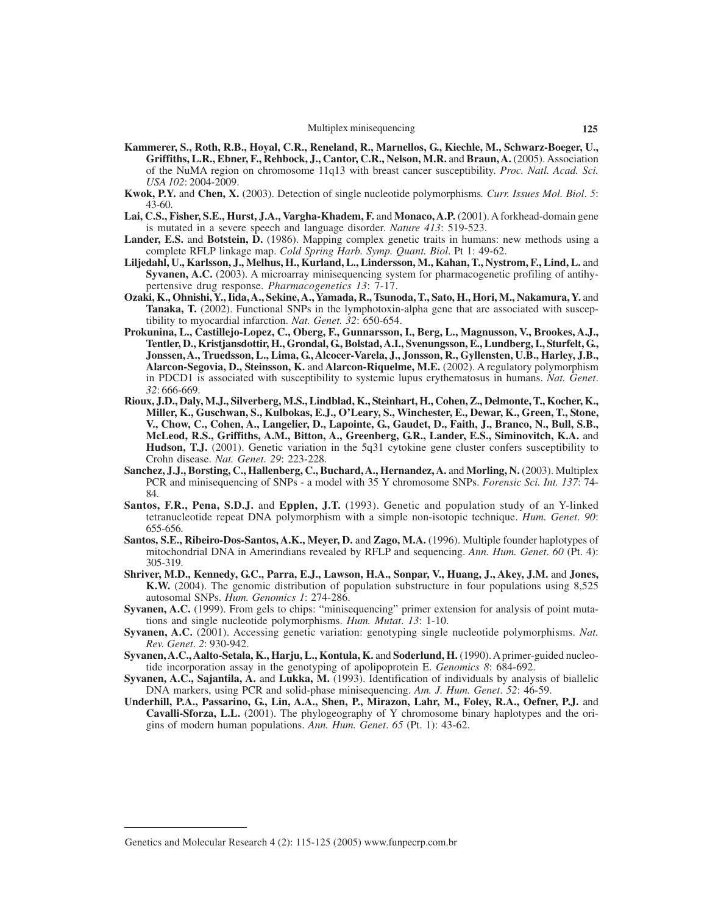**Kammerer, S., Roth, R.B., Hoyal, C.R., Reneland, R., Marnellos, G., Kiechle, M., Schwarz-Boeger, U., Griffiths, L.R., Ebner, F., Rehbock, J., Cantor, C.R., Nelson, M.R.** and **Braun, A.** (2005). Association of the NuMA region on chromosome 11q13 with breast cancer susceptibility. *Proc. Natl. Acad. Sci. USA 102*: 2004-2009.

**Kwok, P.Y.** and **Chen, X.** (2003). Detection of single nucleotide polymorphisms. *Curr. Issues Mol. Biol*. *5*: 43-60.

**Lai, C.S., Fisher, S.E., Hurst, J.A., Vargha-Khadem, F.** and **Monaco, A.P.** (2001). A forkhead-domain gene is mutated in a severe speech and language disorder. *Nature 413*: 519-523.

**Lander, E.S.** and **Botstein, D.** (1986). Mapping complex genetic traits in humans: new methods using a complete RFLP linkage map. *Cold Spring Harb. Symp. Quant. Biol*. Pt 1: 49-62.

**Liljedahl, U., Karlsson, J., Melhus, H., Kurland, L., Lindersson, M., Kahan, T., Nystrom, F., Lind, L.** and **Syvanen, A.C.** (2003). A microarray minisequencing system for pharmacogenetic profiling of antihypertensive drug response. *Pharmacogenetics 13*: 7-17.

**Ozaki, K., Ohnishi, Y., Iida, A., Sekine, A., Yamada, R., Tsunoda, T., Sato, H., Hori, M., Nakamura, Y.** and **Tanaka, T.** (2002). Functional SNPs in the lymphotoxin-alpha gene that are associated with susceptibility to myocardial infarction. *Nat. Genet. 32*: 650-654.

**Prokunina, L., Castillejo-Lopez, C., Oberg, F., Gunnarsson, I., Berg, L., Magnusson, V., Brookes, A.J., Tentler, D., Kristjansdottir, H., Grondal, G., Bolstad, A.I., Svenungsson, E., Lundberg, I., Sturfelt, G., Jonssen, A., Truedsson, L., Lima, G., Alcocer-Varela, J., Jonsson, R., Gyllensten, U.B., Harley, J.B., Alarcon-Segovia, D., Steinsson, K.** and **Alarcon-Riquelme, M.E.** (2002). A regulatory polymorphism in PDCD1 is associated with susceptibility to systemic lupus erythematosus in humans. *Nat. Genet*. *32*: 666-669.

**Rioux, J.D., Daly, M.J., Silverberg, M.S., Lindblad, K., Steinhart, H., Cohen, Z., Delmonte, T., Kocher, K., Miller, K., Guschwan, S., Kulbokas, E.J., O'Leary, S., Winchester, E., Dewar, K., Green, T., Stone, V., Chow, C., Cohen, A., Langelier, D., Lapointe, G., Gaudet, D., Faith, J., Branco, N., Bull, S.B., McLeod, R.S., Griffiths, A.M., Bitton, A., Greenberg, G.R., Lander, E.S., Siminovitch, K.A.** and **Hudson, T.J.** (2001). Genetic variation in the 5q31 cytokine gene cluster confers susceptibility to Crohn disease. *Nat. Genet*. *29*: 223-228.

**Sanchez, J.J., Borsting, C., Hallenberg, C., Buchard, A., Hernandez, A.** and **Morling, N.** (2003). Multiplex PCR and minisequencing of SNPs - a model with 35 Y chromosome SNPs. *Forensic Sci. Int. 137*: 74-84.

**Santos, F.R., Pena, S.D.J.** and **Epplen, J.T.** (1993). Genetic and population study of an Y-linked tetranucleotide repeat DNA polymorphism with a simple non-isotopic technique. *Hum. Genet*. *90*: 655-656.

**Santos, S.E., Ribeiro-Dos-Santos, A.K., Meyer, D.** and **Zago, M.A.** (1996). Multiple founder haplotypes of mitochondrial DNA in Amerindians revealed by RFLP and sequencing. *Ann. Hum. Genet*. *60* (Pt. 4): 305-319.

**Shriver, M.D., Kennedy, G.C., Parra, E.J., Lawson, H.A., Sonpar, V., Huang, J., Akey, J.M.** and **Jones, K.W.** (2004). The genomic distribution of population substructure in four populations using 8,525 autosomal SNPs. *Hum. Genomics 1*: 274-286.

**Syvanen, A.C.** (1999). From gels to chips: "minisequencing" primer extension for analysis of point mutations and single nucleotide polymorphisms. *Hum. Mutat*. *13*: 1-10.

**Syvanen, A.C.** (2001). Accessing genetic variation: genotyping single nucleotide polymorphisms. *Nat. Rev. Genet*. *2*: 930-942.

**Syvanen, A.C., Aalto-Setala, K., Harju, L., Kontula, K.** and **Soderlund, H.** (1990). A primer-guided nucleotide incorporation assay in the genotyping of apolipoprotein E. *Genomics 8*: 684-692.

**Syvanen, A.C., Sajantila, A.** and **Lukka, M.** (1993). Identification of individuals by analysis of biallelic DNA markers, using PCR and solid-phase minisequencing. *Am. J. Hum. Genet*. *52*: 46-59.

**Underhill, P.A., Passarino, G., Lin, A.A., Shen, P., Mirazon, Lahr, M., Foley, R.A., Oefner, P.J.** and **Cavalli-Sforza, L.L.** (2001). The phylogeography of Y chromosome binary haplotypes and the origins of modern human populations. *Ann. Hum. Genet*. *65* (Pt. 1): 43-62.